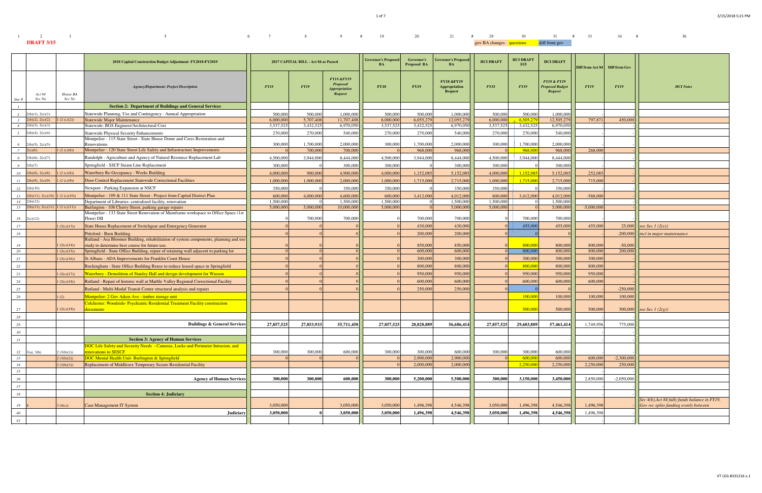**DRAFT 3/15**

| | 2 | 3 | 5 | 7 | 8 | 9 | 19 | 20 | 21 | 29 | 30 | 31 | 33 | 34 | 36 |
|---|---|---|---|---|---|---|---|---|---|---|---|---|---|---|---|
| | | | | | | | | | | gov BA changes | questions | diff from gov | | | |
| | | | **2018 Capital Construction Budget Adjustment FY2018-FY2019** | **2017 CAPITAL BILL - Act 84 as Passed** | | | **Governor's Proposed BA** | **Governor's Proposed BA** | **Governor's Proposed BA** | **HCI DRAFT** | **HCI DRAFT 3/15** | **HCI DRAFT** | **Diff from Act 84** | **Diff from Gov** | |
| *line #* | *Act 84 Sec No* | *House BA Sec No* | *Agency/Department: Project Description* | *FY18* | *FY19* | *FY18 &FY19 Proposed Appropriation Request* | *FY18* | *FY19* | *FY18 &FY19 Appropriation Request* | *FY18* | *FY19* | *FY18 & FY19 Proposed Budget Request* | *FY19* | *FY19* | *HCI Notes* |
| 1 | | | **Section 2: Department of Buildings and General Services** | | | | | | | | | | | | |
| 2 | 2(b)(1), 2(c)(1) | | Statewide Planning, Use and Contingency - Annual Appropriation | 500,000 | 500,000 | 1,000,000 | 500,000 | 500,000 | 1,000,000 | 500,000 | 500,000 | 1,000,000 | | - | |
| 3 | 2(b)(2), 2(c)(2) | 1 (2 (c)(2)) | Statewide Major Maintenance | 6,000,000 | 5,707,408 | 11,707,408 | 6,000,000 | 6,055,279 | 12,055,279 | 6,000,000 | 6,505,279 | 12,505,279 | 797,871 | 450,000 | |
| 4 | 2(b)(3), 2(c)(3) | | Statewide: BGS Engineer/Architectural Cost | 3,537,525 | 3,432,525 | 6,970,050 | 3,537,525 | 3,432,525 | 6,970,050 | 3,537,525 | 3,432,525 | 6,970,050 | | - | |
| 5 | 2(b)(4), 2(c)(4) | | Statewide Physical Security Enhancements | 270,000 | 270,000 | 540,000 | 270,000 | 270,000 | 540,000 | 270,000 | 270,000 | 540,000 | | - | |
| 6 | 2(b)(5), 2(c)(5) | | Montpelier - 115 State Street - State House Dome and Ceres Restoration and Renovations | 300,000 | 1,700,000 | 2,000,000 | 300,000 | 1,700,000 | 2,000,000 | 300,000 | 1,700,000 | 2,000,000 | | - | |
| 7 | 2(c)(6) | 1 (2 (c)(6)) | Montpelier - 120 State Street Life Safety and Infrastructure Improvements | 0 | 700,000 | 700,000 | 0 | 968,000 | 968,000 | 0 | 968,000 | 968,000 | 268,000 | - | |
| 8 | 2(b)(6), 2(c)(7) | | Randolph - Agriculture and Agency of Natural Resource Replacement Lab | 4,500,000 | 3,944,000 | 8,444,000 | 4,500,000 | 3,944,000 | 8,444,000 | 4,500,000 | 3,944,000 | 8,444,000 | | - | |
| 9 | 2(b)(7) | | Springfield - SSCF Steam Line Replacement | 300,000 | 0 | 300,000 | 300,000 | 0 | 300,000 | 300,000 | 0 | 300,000 | | - | |
| 10 | 2(b)(8), 2(c)(8) | 1 (2 (c)(8)) | Waterbury Re-Occupancy - Weeks Building | 4,000,000 | 900,000 | 4,900,000 | 4,000,000 | 1,152,085 | 5,152,085 | 4,000,000 | 1,152,085 | 5,152,085 | 252,085 | - | |
| 11 | 2(b)(9), 2(c)(9) | 1 (2 (c)(9)) | Door Control Replacement Statewide Correctional Facilities | 1,000,000 | 1,000,000 | 2,000,000 | 1,000,000 | 1,715,000 | 2,715,000 | 1,000,000 | 1,715,000 | 2,715,000 | 715,000 | - | |
| 12 | 2(b)(10) | | Newport - Parking Expansion at NSCF | 350,000 | 0 | 350,000 | 350,000 | 0 | 350,000 | 350,000 | 0 | 350,000 | | - | |
| 13 | 2(b)(11), 2(c)(10) | 1 (2 (c)(10)) | Montpelier - 109 & 111 State Street - Project from Capital District Plan | 600,000 | 4,000,000 | 4,600,000 | 600,000 | 3,412,000 | 4,012,000 | 600,000 | 3,412,000 | 4,012,000 | -588,000 | - | |
| 14 | 2(b)(12) | | Department of Libraries: centralized facility, renovation | 1,500,000 | 0 | 1,500,000 | 1,500,000 | 0 | 1,500,000 | 1,500,000 | 0 | 1,500,000 | | - | |
| 15 | 2(b)(13), 2(c)(11) | 1 (2 (c)(11)) | Burlington - 108 Cherry Street, parking garage repairs | 5,000,000 | 5,000,000 | 10,000,000 | 5,000,000 | 0 | 5,000,000 | 5,000,000 | 0 | 5,000,000 | -5,000,000 | - | |
| 16 | 2(c)(12) | | Montpelier - 133 State Street Renovation of Mainframe workspace to Office Space (1st Floor) DII | 0 | 700,000 | 700,000 | 0 | 700,000 | 700,000 | 0 | 700,000 | 700,000 | | - | |
| 17 | | 1 (2(c)(13)) | State House Replacement of Switchgear and Emergency Generator | 0 | 0 | 0 | 0 | 430,000 | 430,000 | 0 | 455,000 | 455,000 | 455,000 | 25,000 | *see Sec 1 (2(e))* |
| 18 | | | Pittsford - Burn Building | 0 | 0 | 0 | 0 | 200,000 | 200,000 | 0 | 0 | 0 | | -200,000 | *incl in major maintenance* |
| 19 | | 1 (2(c)(14)) | Rutland - Asa Bloomer Building, rehabilitation of system components, planning and use study to determine best course for future use. | 0 | 0 | 0 | 0 | 850,000 | 850,000 | 0 | 800,000 | 800,000 | 800,000 | -50,000 | |
| 20 | | 1 (2(c)(15)) | Springfield - State Office Building, repair of retaining wall adjacent to parking lot | 0 | 0 | 0 | 0 | 600,000 | 600,000 | 0 | 800,000 | 800,000 | 800,000 | 200,000 | |
| 21 | | 1 (2(c)(16)) | St Albans - ADA Improvements for Franklin Court House | 0 | 0 | 0 | 0 | 300,000 | 300,000 | 0 | 300,000 | 300,000 | 300,000 | - | |
| 22 | | | Rockingham - State Office Building Reuse to reduce leased space in Springfield | 0 | 0 | 0 | 0 | 800,000 | 800,000 | 0 | 800,000 | 800,000 | 800,000 | - | |
| 23 | | 1 (2(c)(17)) | Waterbury - Demolition of Stanley Hall and design development for Wasson | 0 | 0 | 0 | 0 | 950,000 | 950,000 | 0 | 950,000 | 950,000 | 950,000 | - | |
| 24 | | 1 (2(c)(18)) | Rutland - Repair of historic wall at Marble Valley Regional Correctional Facility | 0 | 0 | 0 | 0 | 600,000 | 600,000 | 0 | 600,000 | 600,000 | 600,000 | - | |
| 25 | | | Rutland - Multi-Modal Transit Center structural analysis and repairs | 0 | 0 | 0 | 0 | 250,000 | 250,000 | 0 | 0 | 0 | | -250,000 | |
| 26 | | 1 (2) | Montpelier: 2 Gov Aiken Ave - timber storage unit | | | | | | | | 100,000 | 100,000 | 100,000 | 100,000 | |
| 27 | | 1 (2(c)(19)) | Colchester: Woodside- Psychiatric Residential Treatment Facility construction documents | | | | | | | | 500,000 | 500,000 | 500,000 | 500,000 | *see Sec 1 (2(g))* |
| 28 | | | | | | | | | | | | | | | |
| 29 | | | **Buildings & General Services** | **27,857,525** | **27,853,933** | **55,711,458** | **27,857,525** | **28,828,889** | **56,686,414** | **27,857,525** | **29,603,889** | **57,461,414** | 1,749,956 | 775,000 | |
| 30 | | | | | | | | | | | | | | | |
| 31 | | | **Section 3: Agency of Human Services** | | | | | | | | | | | - | |
| 32 | 3(a), 3(b) | 2 (3(b)(1)) | DOC Life Safety and Security Needs - Cameras, Locks and Perimeter Intrusion, and renovations to SESCF | 300,000 | 300,000 | 600,000 | 300,000 | 300,000 | 600,000 | 300,000 | 300,000 | 600,000 | | - | |
| 33 | | 2 (3(b)(2)) | DOC Mental Health Unit- Burlington & Springfield | 0 | 0 | 0 | 0 | 2,900,000 | 2,900,000 | 0 | 600,000 | 600,000 | 600,000 | -2,300,000 | |
| 34 | | 2 (3(b)(3)) | Replacement of Middlesex Temporary Secure Residential Facility | | | | 0 | 2,000,000 | 2,000,000 | | 2,250,000 | 2,250,000 | 2,250,000 | 250,000 | |
| 35 | | | | | | | | | | | | | | | |
| 36 | | | **Agency of Human Services** | **300,000** | **300,000** | **600,000** | **300,000** | **5,200,000** | **5,500,000** | **300,000** | **3,150,000** | **3,450,000** | 2,850,000 | -2,050,000 | |
| 37 | | | | | | | | | | | | | | | |
| 38 | | | **Section 4: Judiciary** | | | | | | | | | | | - | |
| 39 | 4 | 3 (4(c)) | Case Management IT System | 3,050,000 | | 3,050,000 | 3,050,000 | 1,496,398 | 4,546,398 | 3,050,000 | 1,496,398 | 4,546,398 | 1,496,398 | | *Sec 4(b),Act 84 fully funds balance in FY19, Gov rec splits funding evenly between* |
| 40 | | | **Judiciary** | **3,050,000** | **0** | **3,050,000** | **3,050,000** | **1,496,398** | **4,546,398** | **3,050,000** | **1,496,398** | **4,546,398** | 1,496,398 | - | |
| 41 | | | | | | | | | | | | | | | |

VT LEG #331216 v.1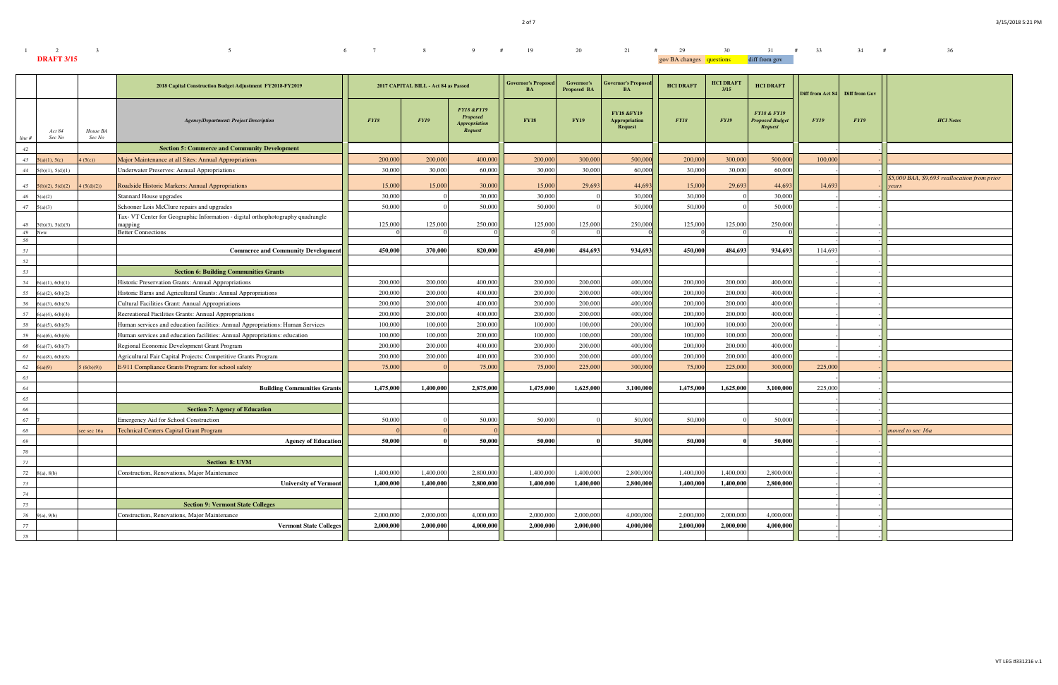**DRAFT 3/15**

| 1 | 2 | 3 | 5 | 7 | 8 | 9 | 19 | 20 | 21 | 29 | 30 | 31 | 33 | 34 | 36 |
|---|---|---|---|---|---|---|---|---|---|---|---|---|---|---|---|
| | | | | | | | | | | gov BA changes | questions | diff from gov | | | |
| | | | 2018 Capital Construction Budget Adjustment FY2018-FY2019 | 2017 CAPITAL BILL - Act 84 as Passed | | | Governor's Proposed BA | Governor's Proposed BA | Governor's Proposed BA | HCI DRAFT | HCI DRAFT 3/15 | HCI DRAFT | Diff from Act 84 | Diff from Gov | |
| line # | Act 84 Sec No | House BA Sec No | Agency/Department: Project Description | FY18 | FY19 | FY18 &FY19 Proposed Appropriation Request | FY18 | FY19 | FY18 &FY19 Appropriation Request | FY18 | FY19 | FY18 & FY19 Proposed Budget Request | FY19 | FY19 | HCI Notes |
| 42 | | | **Section 5: Commerce and Community Development** | | | | | | | | | | - | - | |
| 43 | 5(a)(1), 5(c) | 4 (5(c)) | Major Maintenance at all Sites: Annual Appropriations | 200,000 | 200,000 | 400,000 | 200,000 | 300,000 | 500,000 | 200,000 | 300,000 | 500,000 | 100,000 | - | |
| 44 | 5(b)(1), 5(d)(1) | | Underwater Preserves: Annual Appropriations | 30,000 | 30,000 | 60,000 | 30,000 | 30,000 | 60,000 | 30,000 | 30,000 | 60,000 | - | - | |
| 45 | 5(b)(2), 5(d)(2) | 4 (5(d)(2)) | Roadside Historic Markers: Annual Appropriations | 15,000 | 15,000 | 30,000 | 15,000 | 29,693 | 44,693 | 15,000 | 29,693 | 44,693 | 14,693 | - | $5,000 BAA, $9,693 reallocation from prior years |
| 46 | 5(a)(2) | | Stannard House upgrades | 30,000 | 0 | 30,000 | 30,000 | 0 | 30,000 | 30,000 | 0 | 30,000 | - | - | |
| 47 | 5(a)(3) | | Schooner Lois McClure repairs and upgrades | 50,000 | 0 | 50,000 | 50,000 | 0 | 50,000 | 50,000 | 0 | 50,000 | - | - | |
| 48 | 5(b)(3), 5(d)(3) | | Tax- VT Center for Geographic Information - digital orthophotography quadrangle mapping | 125,000 | 125,000 | 250,000 | 125,000 | 125,000 | 250,000 | 125,000 | 125,000 | 250,000 | - | - | |
| 49 | New | | Better Connections | 0 | 0 | 0 | 0 | 0 | 0 | 0 | 0 | 0 | - | - | |
| 50 | | | | | | | | | | | | | - | - | |
| 51 | | | **Commerce and Community Development** | **450,000** | **370,000** | **820,000** | **450,000** | **484,693** | **934,693** | **450,000** | **484,693** | **934,693** | 114,693 | - | |
| 52 | | | | | | | | | | | | | - | - | |
| 53 | | | **Section 6: Building Communities Grants** | | | | | | | | | | - | - | |
| 54 | 6(a)(1), 6(b)(1) | | Historic Preservation Grants: Annual Appropriations | 200,000 | 200,000 | 400,000 | 200,000 | 200,000 | 400,000 | 200,000 | 200,000 | 400,000 | - | - | |
| 55 | 6(a)(2), 6(b)(2) | | Historic Barns and Agricultural Grants: Annual Appropriations | 200,000 | 200,000 | 400,000 | 200,000 | 200,000 | 400,000 | 200,000 | 200,000 | 400,000 | - | - | |
| 56 | 6(a)(3), 6(b)(3) | | Cultural Facilities Grant: Annual Appropriations | 200,000 | 200,000 | 400,000 | 200,000 | 200,000 | 400,000 | 200,000 | 200,000 | 400,000 | - | - | |
| 57 | 6(a)(4), 6(b)(4) | | Recreational Facilities Grants: Annual Appropriations | 200,000 | 200,000 | 400,000 | 200,000 | 200,000 | 400,000 | 200,000 | 200,000 | 400,000 | - | - | |
| 58 | 6(a)(5), 6(b)(5) | | Human services and education facilities: Annual Appropriations: Human Services | 100,000 | 100,000 | 200,000 | 100,000 | 100,000 | 200,000 | 100,000 | 100,000 | 200,000 | - | - | |
| 59 | 6(a)(6), 6(b)(6) | | Human services and education facilities: Annual Appropriations: education | 100,000 | 100,000 | 200,000 | 100,000 | 100,000 | 200,000 | 100,000 | 100,000 | 200,000 | - | - | |
| 60 | 6(a)(7), 6(b)(7) | | Regional Economic Development Grant Program | 200,000 | 200,000 | 400,000 | 200,000 | 200,000 | 400,000 | 200,000 | 200,000 | 400,000 | - | - | |
| 61 | 6(a)(8), 6(b)(8) | | Agricultural Fair Capital Projects: Competitive Grants Program | 200,000 | 200,000 | 400,000 | 200,000 | 200,000 | 400,000 | 200,000 | 200,000 | 400,000 | - | - | |
| 62 | 6(a)(9) | 5 (6(b)(9)) | E-911 Compliance Grants Program: for school safety | 75,000 | 0 | 75,000 | 75,000 | 225,000 | 300,000 | 75,000 | 225,000 | 300,000 | 225,000 | - | |
| 63 | | | | | | | | | | | | | - | - | |
| 64 | | | **Building Communities Grants** | **1,475,000** | **1,400,000** | **2,875,000** | **1,475,000** | **1,625,000** | **3,100,000** | **1,475,000** | **1,625,000** | **3,100,000** | 225,000 | - | |
| 65 | | | | | | | | | | | | | - | - | |
| 66 | | | **Section 7: Agency of Education** | | | | | | | | | | - | - | |
| 67 | 7 | | Emergency Aid for School Construction | 50,000 | 0 | 50,000 | 50,000 | 0 | 50,000 | 50,000 | 0 | 50,000 | - | - | |
| 68 | | see sec 16a | Technical Centers Capital Grant Program | 0 | 0 | 0 | | | | | | | - | - | moved to sec 16a |
| 69 | | | **Agency of Education** | **50,000** | **0** | **50,000** | **50,000** | **0** | **50,000** | **50,000** | **0** | **50,000** | - | - | |
| 70 | | | | | | | | | | | | | - | - | |
| 71 | | | **Section 8: UVM** | | | | | | | | | | - | - | |
| 72 | 8(a), 8(b) | | Construction, Renovations, Major Maintenance | 1,400,000 | 1,400,000 | 2,800,000 | 1,400,000 | 1,400,000 | 2,800,000 | 1,400,000 | 1,400,000 | 2,800,000 | - | - | |
| 73 | | | **University of Vermont** | **1,400,000** | **1,400,000** | **2,800,000** | **1,400,000** | **1,400,000** | **2,800,000** | **1,400,000** | **1,400,000** | **2,800,000** | - | - | |
| 74 | | | | | | | | | | | | | - | - | |
| 75 | | | **Section 9: Vermont State Colleges** | | | | | | | | | | - | - | |
| 76 | 9(a), 9(b) | | Construction, Renovations, Major Maintenance | 2,000,000 | 2,000,000 | 4,000,000 | 2,000,000 | 2,000,000 | 4,000,000 | 2,000,000 | 2,000,000 | 4,000,000 | - | - | |
| 77 | | | **Vermont State Colleges** | **2,000,000** | **2,000,000** | **4,000,000** | **2,000,000** | **2,000,000** | **4,000,000** | **2,000,000** | **2,000,000** | **4,000,000** | - | - | |
| 78 | | | | | | | | | | | | | - | - | |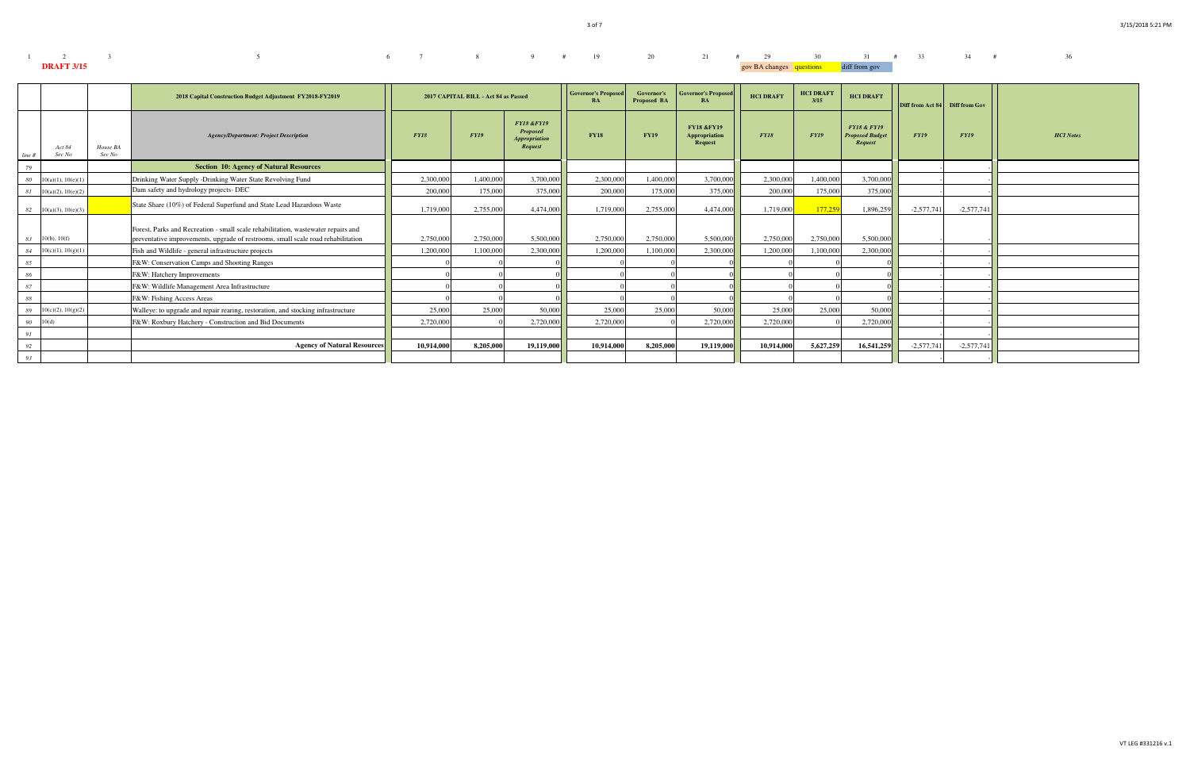**DRAFT 3/15**

gov BA changes | questions | diff from gov

| line # | Act 84 Sec No | House BA Sec No | 2018 Capital Construction Budget Adjustment FY2018-FY2019<br>*Agency/Department: Project Description* | 2017 CAPITAL BILL - Act 84 as Passed<br>*FY18* | *FY19* | *FY18 &FY19 Proposed Appropriation Request* | Governor's Proposed BA<br>**FY18** | Governor's Proposed BA<br>**FY19** | Governor's Proposed BA<br>**FY18 &FY19 Appropriation Request** | HCI DRAFT<br>*FY18* | HCI DRAFT 3/15<br>*FY19* | HCI DRAFT<br>*FY18 & FY19 Proposed Budget Request* | Diff from Act 84<br>*FY19* | Diff from Gov<br>*FY19* | *HCI Notes* |
|---|---|---|---|---|---|---|---|---|---|---|---|---|---|---|---|
| 79 | | | **Section 10: Agency of Natural Resources** | | | | | | | | | | - | - | |
| 80 | 10(a)(1), 10(e)(1) | | Drinking Water Supply -Drinking Water State Revolving Fund | 2,300,000 | 1,400,000 | 3,700,000 | 2,300,000 | 1,400,000 | 3,700,000 | 2,300,000 | 1,400,000 | 3,700,000 | - | - | |
| 81 | 10(a)(2), 10(e)(2) | | Dam safety and hydrology projects- DEC | 200,000 | 175,000 | 375,000 | 200,000 | 175,000 | 375,000 | 200,000 | 175,000 | 375,000 | - | - | |
| 82 | 10(a)(3), 10(e)(3) | | State Share (10%) of Federal Superfund and State Lead Hazardous Waste | 1,719,000 | 2,755,000 | 4,474,000 | 1,719,000 | 2,755,000 | 4,474,000 | 1,719,000 | 177,259 | 1,896,259 | -2,577,741 | -2,577,741 | |
| 83 | 10(b), 10(f) | | Forest, Parks and Recreation - small scale rehabilitation, wastewater repairs and preventative improvements, upgrade of restrooms, small scale road rehabilitation | 2,750,000 | 2,750,000 | 5,500,000 | 2,750,000 | 2,750,000 | 5,500,000 | 2,750,000 | 2,750,000 | 5,500,000 | - | - | |
| 84 | 10(c)(1), 10(g)(1) | | Fish and Wildlife - general infrastructure projects | 1,200,000 | 1,100,000 | 2,300,000 | 1,200,000 | 1,100,000 | 2,300,000 | 1,200,000 | 1,100,000 | 2,300,000 | - | - | |
| 85 | | | F&W: Conservation Camps and Shooting Ranges | 0 | 0 | 0 | 0 | 0 | 0 | 0 | 0 | 0 | - | - | |
| 86 | | | F&W: Hatchery Improvements | 0 | 0 | 0 | 0 | 0 | 0 | 0 | 0 | 0 | - | - | |
| 87 | | | F&W: Wildlife Management Area Infrastructure | 0 | 0 | 0 | 0 | 0 | 0 | 0 | 0 | 0 | - | - | |
| 88 | | | F&W: Fishing Access Areas | 0 | 0 | 0 | 0 | 0 | 0 | 0 | 0 | 0 | - | - | |
| 89 | 10(c)(2), 10(g)(2) | | Walleye: to upgrade and repair rearing, restoration, and stocking infrastructure | 25,000 | 25,000 | 50,000 | 25,000 | 25,000 | 50,000 | 25,000 | 25,000 | 50,000 | - | - | |
| 90 | 10(d) | | F&W: Roxbury Hatchery - Construction and Bid Documents | 2,720,000 | 0 | 2,720,000 | 2,720,000 | 0 | 2,720,000 | 2,720,000 | 0 | 2,720,000 | - | - | |
| 91 | | | | | | | | | | | | | | | |
| 92 | | | **Agency of Natural Resources** | **10,914,000** | **8,205,000** | **19,119,000** | **10,914,000** | **8,205,000** | **19,119,000** | **10,914,000** | **5,627,259** | **16,541,259** | -2,577,741 | -2,577,741 | |
| 93 | | | | | | | | | | | | | - | - | |

VT LEG #331216 v.1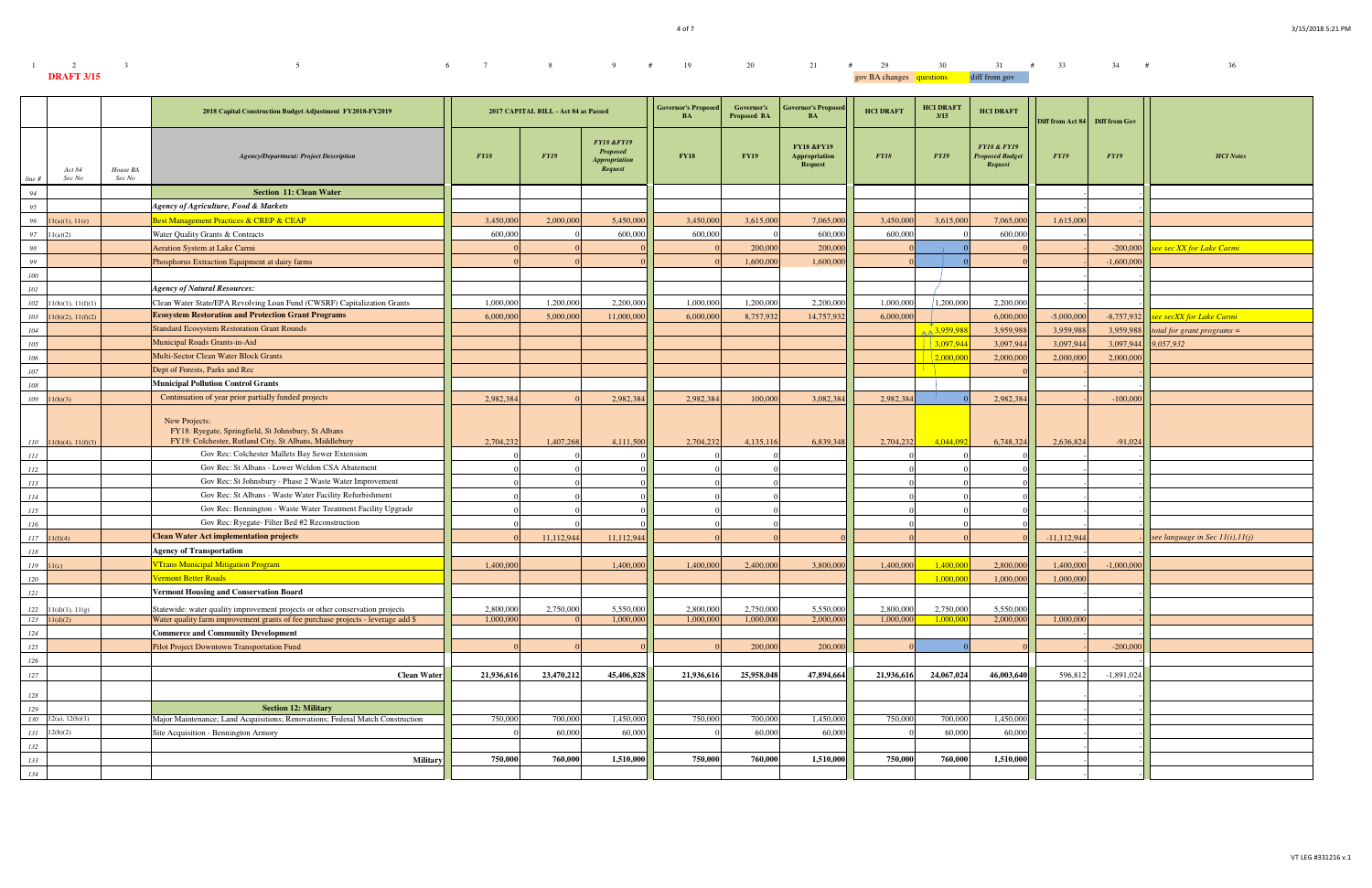| 1 | 2 | 3 | 5 | 6 | 7 | 8 | 9 | # | 19 | 20 | 21 | # | 29 | 30 | 31 | # | 33 | 34 | # | 36 |
|---|---|---|---|---|---|---|---|---|---|---|---|---|---|---|---|---|---|---|---|---|
| | **DRAFT 3/15** | | | | | | | | | | | | gov BA changes | questions | diff from gov | | | | | |

| line # | Act 84 Sec No | House BA Sec No | 2018 Capital Construction Budget Adjustment FY2018-FY2019 | 2017 CAPITAL BILL - Act 84 as Passed | | | Governor's Proposed BA | Governor's Proposed BA | Governor's Proposed BA | HCI DRAFT | HCI DRAFT 3/15 | HCI DRAFT | Diff from Act 84 | Diff from Gov | |
|---|---|---|---|---|---|---|---|---|---|---|---|---|---|---|---|
| | | | *Agency/Department: Project Description* | *FY18* | *FY19* | *FY18 &FY19 Proposed Appropriation Request* | **FY18** | **FY19** | **FY18 &FY19 Appropriation Request** | *FY18* | *FY19* | *FY18 & FY19 Proposed Budget Request* | *FY19* | *FY19* | *HCI Notes* |
| 94 | | | **Section 11: Clean Water** | | | | | | | | | | | - | |
| 95 | | | *Agency of Agriculture, Food & Markets* | | | | | | | | | | | - | |
| 96 | 11(a)(1), 11(e) | | Best Management Practices & CREP & CEAP | 3,450,000 | 2,000,000 | 5,450,000 | 3,450,000 | 3,615,000 | 7,065,000 | 3,450,000 | 3,615,000 | 7,065,000 | 1,615,000 | - | |
| 97 | 11(a)(2) | | Water Quality Grants & Contracts | 600,000 | 0 | 600,000 | 600,000 | 0 | 600,000 | 600,000 | 0 | 600,000 | - | - | |
| 98 | | | Aeration System at Lake Carmi | 0 | 0 | 0 | 0 | 200,000 | 200,000 | 0 | 0 | 0 | - | -200,000 | see sec XX for Lake Carmi |
| 99 | | | Phosphorus Extraction Equipment at dairy farms | 0 | 0 | 0 | 0 | 1,600,000 | 1,600,000 | 0 | 0 | 0 | - | -1,600,000 | |
| 100 | | | | | | | | | | | | | - | - | |
| 101 | | | *Agency of Natural Resources:* | | | | | | | | | | - | - | |
| 102 | 11(b)(1), 11(f)(1) | | Clean Water State/EPA Revolving Loan Fund (CWSRF) Capitalization Grants | 1,000,000 | 1,200,000 | 2,200,000 | 1,000,000 | 1,200,000 | 2,200,000 | 1,000,000 | 1,200,000 | 2,200,000 | - | - | |
| 103 | 11(b)(2), 11(f)(2) | | **Ecosystem Restoration and Protection Grant Programs** | 6,000,000 | 5,000,000 | 11,000,000 | 6,000,000 | 8,757,932 | 14,757,932 | 6,000,000 | | 6,000,000 | -5,000,000 | -8,757,932 | see secXX for Lake Carmi |
| 104 | | | Standard Ecosystem Restoration Grant Rounds | | | | | | | | 3,959,988 | 3,959,988 | 3,959,988 | 3,959,988 | total for grant programs = |
| 105 | | | Municipal Roads Grants-in-Aid | | | | | | | | 3,097,944 | 3,097,944 | 3,097,944 | 3,097,944 | 9,057,932 |
| 106 | | | Multi-Sector Clean Water Block Grants | | | | | | | | 2,000,000 | 2,000,000 | 2,000,000 | 2,000,000 | |
| 107 | | | Dept of Forests, Parks and Rec | | | | | | | | | | | | |
| 108 | | | **Municipal Pollution Control Grants** | | | | | | | | | 0 | | | |
| 109 | 11(b)(3) | | Continuation of year prior partially funded projects | 2,982,384 | 0 | 2,982,384 | 2,982,384 | 100,000 | 3,082,384 | 2,982,384 | 0 | 2,982,384 | - | -100,000 | |
| 110 | 11(b)(4), 11(f)(3) | | New Projects: FY18: Ryegate, Springfield, St Johnsbury, St Albans FY19: Colchester, Rutland City, St Albans, Middlebury | 2,704,232 | 1,407,268 | 4,111,500 | 2,704,232 | 4,135,116 | 6,839,348 | 2,704,232 | 4,044,092 | 6,748,324 | 2,636,824 | -91,024 | |
| 111 | | | Gov Rec: Colchester Mallets Bay Sewer Extension | 0 | 0 | 0 | 0 | 0 | | 0 | 0 | 0 | - | - | |
| 112 | | | Gov Rec: St Albans - Lower Weldon CSA Abatement | 0 | 0 | 0 | 0 | 0 | | 0 | 0 | 0 | - | - | |
| 113 | | | Gov Rec: St Johnsbury - Phase 2 Waste Water Improvement | 0 | 0 | 0 | 0 | 0 | | 0 | 0 | 0 | - | - | |
| 114 | | | Gov Rec: St Albans - Waste Water Facility Refurbishment | 0 | 0 | 0 | 0 | 0 | | 0 | 0 | 0 | - | - | |
| 115 | | | Gov Rec: Bennington - Waste Water Treatment Facility Upgrade | 0 | 0 | 0 | 0 | 0 | | 0 | 0 | 0 | - | - | |
| 116 | | | Gov Rec: Ryegate- Filter Bed #2 Reconstruction | 0 | 0 | 0 | 0 | 0 | | 0 | 0 | 0 | - | - | |
| 117 | 11(f)(4) | | **Clean Water Act implementation projects** | 0 | 11,112,944 | 11,112,944 | 0 | 0 | 0 | 0 | 0 | 0 | -11,112,944 | - | see language in Sec 11(i),11(j) |
| 118 | | | **Agency of Transportation** | | | | | | | | | | - | - | |
| 119 | 11(c) | | VTrans Municipal Mitigation Program | 1,400,000 | | 1,400,000 | 1,400,000 | 2,400,000 | 3,800,000 | 1,400,000 | 1,400,000 | 2,800,000 | 1,400,000 | -1,000,000 | |
| 120 | | | Vermont Better Roads | | | | | | | | 1,000,000 | 1,000,000 | 1,000,000 | | |
| 121 | | | **Vermont Housing and Conservation Board** | | | | | | | | | | - | - | |
| 122 | 11(d)(1), 11(g) | | Statewide: water quality improvement projects or other conservation projects | 2,800,000 | 2,750,000 | 5,550,000 | 2,800,000 | 2,750,000 | 5,550,000 | 2,800,000 | 2,750,000 | 5,550,000 | - | - | |
| 123 | 11(d)(2) | | Water quality farm improvement grants of fee purchase projects - leverage add $ | 1,000,000 | 0 | 1,000,000 | 1,000,000 | 1,000,000 | 2,000,000 | 1,000,000 | 1,000,000 | 2,000,000 | 1,000,000 | - | |
| 124 | | | **Commerce and Community Development** | | | | | | | | | | - | - | |
| 125 | | | Pilot Project Downtown Transportation Fund | 0 | 0 | 0 | 0 | 200,000 | 200,000 | 0 | 0 | 0 | - | -200,000 | |
| 126 | | | | | | | | | | | | | - | - | |
| 127 | | | **Clean Water** | **21,936,616** | **23,470,212** | **45,406,828** | **21,936,616** | **25,958,048** | **47,894,664** | **21,936,616** | **24,067,024** | **46,003,640** | 596,812 | -1,891,024 | |
| 128 | | | | | | | | | | | | | - | - | |
| 129 | | | **Section 12: Military** | | | | | | | | | | - | - | |
| 130 | 12(a), 12(b)(1) | | Major Maintenance; Land Acquisitions; Renovations; Federal Match Construction | 750,000 | 700,000 | 1,450,000 | 750,000 | 700,000 | 1,450,000 | 750,000 | 700,000 | 1,450,000 | - | - | |
| 131 | 12(b)(2) | | Site Acquisition - Bennington Armory | 0 | 60,000 | 60,000 | 0 | 60,000 | 60,000 | 0 | 60,000 | 60,000 | - | - | |
| 132 | | | | | | | | | | | | | - | - | |
| 133 | | | **Military** | **750,000** | **760,000** | **1,510,000** | **750,000** | **760,000** | **1,510,000** | **750,000** | **760,000** | **1,510,000** | - | - | |
| 134 | | | | | | | | | | | | | - | - | |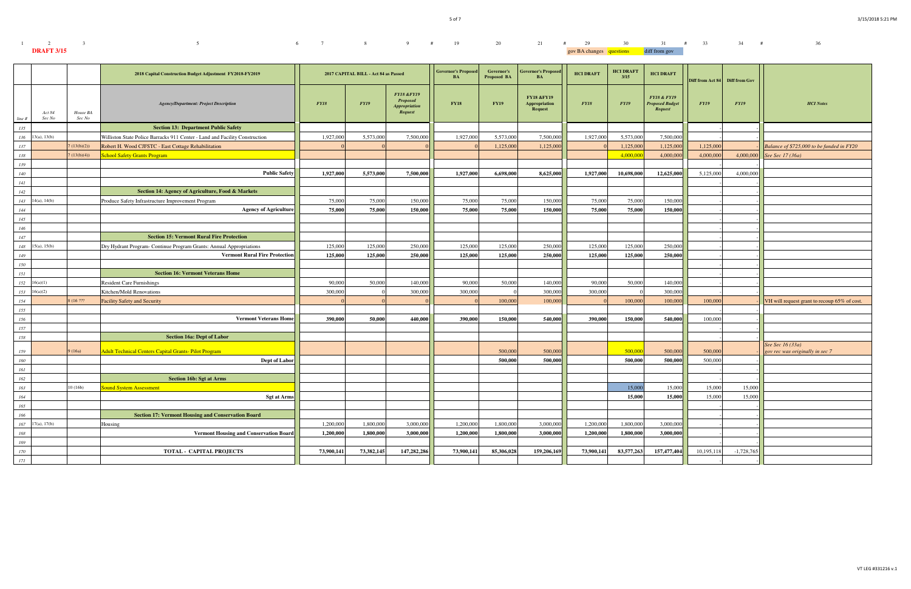**DRAFT 3/15**

gov BA changes | questions | diff from gov

| | | | 2018 Capital Construction Budget Adjustment FY2018-FY2019 | 2017 CAPITAL BILL - Act 84 as Passed | | | Governor's Proposed BA | Governor's Proposed BA | Governor's Proposed BA | HCI DRAFT | HCI DRAFT 3/15 | HCI DRAFT | Diff from Act 84 | Diff from Gov | |
|---|---|---|---|---|---|---|---|---|---|---|---|---|---|---|---|
| line # | Act 84 Sec No | House BA Sec No | Agency/Department: Project Description | FY18 | FY19 | FY18 &FY19 Proposed Appropriation Request | FY18 | FY19 | FY18 &FY19 Appropriation Request | FY18 | FY19 | FY18 & FY19 Proposed Budget Request | FY19 | FY19 | HCI Notes |
| 135 | | | **Section 13: Department Public Safety** | | | | | | | | | | | - | |
| 136 | 13(a), 13(b) | | Williston State Police Barracks 911 Center - Land and Facility Construction | 1,927,000 | 5,573,000 | 7,500,000 | 1,927,000 | 5,573,000 | 7,500,000 | 1,927,000 | 5,573,000 | 7,500,000 | - | - | |
| 137 | | 7 (13(b)(2)) | Robert H. Wood CJFSTC - East Cottage Rehabilitation | 0 | 0 | 0 | 0 | 1,125,000 | 1,125,000 | 0 | 1,125,000 | 1,125,000 | 1,125,000 | - | Balance of $725,000 to be funded in FY20 |
| 138 | | 7 (13(b)(4)) | School Safety Grants Program | | | | | | | | 4,000,000 | 4,000,000 | 4,000,000 | 4,000,000 | See Sec 17 (36a) |
| 139 | | | | | | | | | | | | | - | - | |
| 140 | | | **Public Safety** | **1,927,000** | **5,573,000** | **7,500,000** | **1,927,000** | **6,698,000** | **8,625,000** | **1,927,000** | **10,698,000** | **12,625,000** | 5,125,000 | 4,000,000 | |
| 141 | | | | | | | | | | | | | - | - | |
| 142 | | | **Section 14: Agency of Agriculture, Food & Markets** | | | | | | | | | | - | - | |
| 143 | 14(a), 14(b) | | Produce Safety Infrastructure Improvement Program | 75,000 | 75,000 | 150,000 | 75,000 | 75,000 | 150,000 | 75,000 | 75,000 | 150,000 | - | - | |
| 144 | | | **Agency of Agriculture** | **75,000** | **75,000** | **150,000** | **75,000** | **75,000** | **150,000** | **75,000** | **75,000** | **150,000** | - | - | |
| 145 | | | | | | | | | | | | | - | - | |
| 146 | | | | | | | | | | | | | - | - | |
| 147 | | | **Section 15: Vermont Rural Fire Protection** | | | | | | | | | | - | - | |
| 148 | 15(a), 15(b) | | Dry Hydrant Program- Continue Program Grants: Annual Appropriations | 125,000 | 125,000 | 250,000 | 125,000 | 125,000 | 250,000 | 125,000 | 125,000 | 250,000 | - | - | |
| 149 | | | **Vermont Rural Fire Protection** | **125,000** | **125,000** | **250,000** | **125,000** | **125,000** | **250,000** | **125,000** | **125,000** | **250,000** | - | - | |
| 150 | | | | | | | | | | | | | - | - | |
| 151 | | | **Section 16: Vermont Veterans Home** | | | | | | | | | | - | - | |
| 152 | 16(a)(1) | | Resident Care Furnishings | 90,000 | 50,000 | 140,000 | 90,000 | 50,000 | 140,000 | 90,000 | 50,000 | 140,000 | - | - | |
| 153 | 16(a)(2) | | Kitchen/Mold Renovations | 300,000 | 0 | 300,000 | 300,000 | 0 | 300,000 | 300,000 | 0 | 300,000 | - | - | |
| 154 | | 8 (16 ???) | Facility Safety and Security | 0 | 0 | 0 | 0 | 100,000 | 100,000 | 0 | 100,000 | 100,000 | 100,000 | - | VH will request grant to recoup 65% of cost. |
| 155 | | | | | | | | | | | | | - | - | |
| 156 | | | **Vermont Veterans Home** | **390,000** | **50,000** | **440,000** | **390,000** | **150,000** | **540,000** | **390,000** | **150,000** | **540,000** | 100,000 | - | |
| 157 | | | | | | | | | | | | | - | - | |
| 158 | | | **Section 16a: Dept of Labor** | | | | | | | | | | - | - | |
| 159 | | 9 (16a) | Adult Technical Centers Capital Grants- Pilot Program | | | | | 500,000 | 500,000 | | 500,000 | 500,000 | 500,000 | - | See Sec 16 (33a) gov rec was originally in sec 7 |
| 160 | | | **Dept of Labor** | | | | | **500,000** | **500,000** | | **500,000** | **500,000** | 500,000 | - | |
| 161 | | | | | | | | | | | | | - | - | |
| 162 | | | **Section 16b: Sgt at Arms** | | | | | | | | | | - | - | |
| 163 | | 10 (16b) | Sound System Assessment | | | | | | | | 15,000 | 15,000 | 15,000 | 15,000 | |
| 164 | | | **Sgt at Arms** | | | | | | | | **15,000** | **15,000** | 15,000 | 15,000 | |
| 165 | | | | | | | | | | | | | - | - | |
| 166 | | | **Section 17: Vermont Housing and Conservation Board** | | | | | | | | | | - | - | |
| 167 | 17(a), 17(b) | | Housing | 1,200,000 | 1,800,000 | 3,000,000 | 1,200,000 | 1,800,000 | 3,000,000 | 1,200,000 | 1,800,000 | 3,000,000 | - | - | |
| 168 | | | **Vermont Housing and Conservation Board** | **1,200,000** | **1,800,000** | **3,000,000** | **1,200,000** | **1,800,000** | **3,000,000** | **1,200,000** | **1,800,000** | **3,000,000** | - | - | |
| 169 | | | | | | | | | | | | | - | - | |
| 170 | | | **TOTAL - CAPITAL PROJECTS** | **73,900,141** | **73,382,145** | **147,282,286** | **73,900,141** | **85,306,028** | **159,206,169** | **73,900,141** | **83,577,263** | **157,477,404** | 10,195,118 | -1,728,765 | |
| 171 | | | | | | | | | | | | | - | - | |

VT LEG #331216 v.1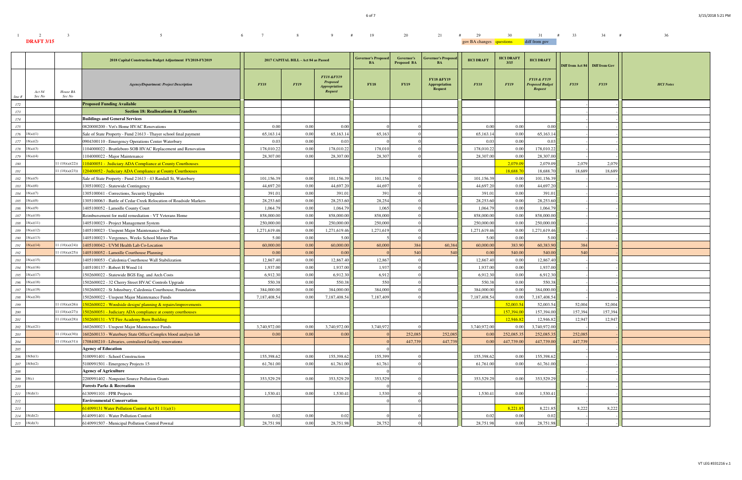| 1 | 2 | 3 | 5 | 6 | 7 | 8 | 9 | # | 19 | 20 | 21 | # | 29 | 30 | 31 | # | 33 | 34 | # | 36 |
|---|---|---|---|---|---|---|---|---|---|---|---|---|---|---|---|---|---|---|---|---|
| | DRAFT 3/15 | | | | | | | | | | | | gov BA changes | questions | diff from gov | | | | | |

| line # | Act 84 Sec No | House BA Sec No | 2018 Capital Construction Budget Adjustment FY2018-FY2019 | 2017 CAPITAL BILL - Act 84 as Passed | | | Governor's Proposed BA | Governor's Proposed BA | Governor's Proposed BA | HCI DRAFT | HCI DRAFT 3/15 | HCI DRAFT | Diff from Act 84 | Diff from Gov | |
|---|---|---|---|---|---|---|---|---|---|---|---|---|---|---|---|
| | | | *Agency/Department: Project Description* | *FY18* | *FY19* | *FY18 &FY19 Proposed Appropriation Request* | **FY18** | **FY19** | **FY18 &FY19 Appropriation Request** | *FY18* | *FY19* | *FY18 & FY19 Proposed Budget Request* | *FY19* | *FY19* | *HCI Notes* |
| 172 | | | **Proposed Funding Available** | | | | | | | | | | - | - | |
| 173 | | | **Section 18: Reallocations & Transfers** | | | | | | | | | | - | - | |
| 174 | | | **Buildings and General Services** | | | | | | | | | | - | - | |
| 175 | | | 0820000200 - Vet's Home HVAC Renovations | 0.00 | 0.00 | 0.00 | 0 | 0 | | 0.00 | 0.00 | 0.00 | - | - | |
| 176 | 18(a)(1) | | Sale of State Property - Fund 21613 - Thayer school final payment | 65,163.14 | 0.00 | 65,163.14 | 65,163 | 0 | | 65,163.14 | 0.00 | 65,163.14 | - | - | |
| 177 | 18(a)(2) | | 0904300110 - Emergency Operations Center Waterbury | 0.03 | 0.00 | 0.03 | 0 | 0 | | 0.03 | 0.00 | 0.03 | - | - | |
| 178 | 18(a)(3) | | 1104000022 - Brattleboro SOB HVAC Replacement and Renovation | 178,010.22 | 0.00 | 178,010.22 | 178,010 | 0 | | 178,010.22 | 0.00 | 178,010.22 | - | - | |
| 179 | 18(a)(4) | | 1104000022 - Major Maintenance | 28,307.00 | 0.00 | 28,307.00 | 28,307 | 0 | | 28,307.00 | 0.00 | 28,307.00 | - | - | |
| 180 | | 11 (18)(a)(22)) | 110400051 - Judiciary ADA Compliance at County Courthouses | | | | | | | | 2,079.09 | 2,079.09 | 2,079 | 2,079 | |
| 181 | | 11 (18)(a)(23)) | 120400052 - Judiciary ADA Compliance at County Courthouses | | | | | | | | 18,688.70 | 18,688.70 | 18,689 | 18,689 | |
| 182 | 18(a)(5) | | Sale of State Property - Fund 21613 - 43 Randall St, Waterbury | 101,156.39 | 0.00 | 101,156.39 | 101,156 | 0 | | 101,156.39 | 0.00 | 101,156.39 | - | - | |
| 183 | 18(a)(6) | | 1305100022 - Statewide Contingency | 44,697.20 | 0.00 | 44,697.20 | 44,697 | 0 | | 44,697.20 | 0.00 | 44,697.20 | - | - | |
| 184 | 18(a)(7) | | 1305100041 - Corrections, Security Upgrades | 391.01 | 0.00 | 391.01 | 391 | 0 | | 391.01 | 0.00 | 391.01 | - | - | |
| 185 | 18(a)(8) | | 1305100063 - Battle of Cedar Creek Relocation of Roadside Markers | 28,253.60 | 0.00 | 28,253.60 | 28,254 | 0 | | 28,253.60 | 0.00 | 28,253.60 | - | - | |
| 186 | 18(a)(9) | | 1405100052 - Lamoille County Court | 1,064.79 | 0.00 | 1,064.79 | 1,065 | 0 | | 1,064.79 | 0.00 | 1,064.79 | - | - | |
| 187 | 18(a)(10) | | Reimbursement for mold remediation - VT Veterans Home | 858,000.00 | 0.00 | 858,000.00 | 858,000 | 0 | | 858,000.00 | 0.00 | 858,000.00 | - | - | |
| 188 | 18(a)(11) | | 1405100023 - Project Management System | 250,000.00 | 0.00 | 250,000.00 | 250,000 | 0 | | 250,000.00 | 0.00 | 250,000.00 | - | - | |
| 189 | 18(a)(12) | | 1405100023 - Unspent Major Maintenance Funds | 1,271,619.46 | 0.00 | 1,271,619.46 | 1,271,619 | 0 | | 1,271,619.46 | 0.00 | 1,271,619.46 | - | - | |
| 190 | 18(a)(13) | | 1405100023 - Vergennes, Weeks School Master Plan | 5.00 | 0.00 | 5.00 | 5 | 0 | | 5.00 | 0.00 | 5.00 | - | - | |
| 191 | 18(a)(14) | 11 (18)(a)(24)) | 1405100042 - UVM Health Lab Co-Location | 60,000.00 | 0.00 | 60,000.00 | 60,000 | 384 | 60,384 | 60,000.00 | 383.90 | 60,383.90 | 384 | - | |
| 192 | | 11 (18)(a)(25)) | 1405100052 - Lamoille Courthouse Planning | 0.00 | 0.00 | 0.00 | 0 | 540 | 540 | 0.00 | 540.00 | 540.00 | 540 | - | |
| 193 | 18(a)(15) | | 1405100053 - Caledonia Courthouse Wall Stabilization | 12,867.40 | 0.00 | 12,867.40 | 12,867 | 0 | | 12,867.40 | 0.00 | 12,867.40 | - | - | |
| 194 | 18(a)(16) | | 1405100137 - Robert H Wood 14 | 1,937.00 | 0.00 | 1,937.00 | 1,937 | 0 | | 1,937.00 | 0.00 | 1,937.00 | - | - | |
| 195 | 18(a)(17) | | 1502600022 - Statewide BGS Eng. and Arch Costs | 6,912.30 | 0.00 | 6,912.30 | 6,912 | 0 | | 6,912.30 | 0.00 | 6,912.30 | - | - | |
| 196 | 18(a)(18) | | 1502600022 - 32 Cherry Street HVAC Controls Upgrade | 550.38 | 0.00 | 550.38 | 550 | 0 | | 550.38 | 0.00 | 550.38 | - | - | |
| 197 | 18(a)(19) | | 1502600022 - St Johnsbury, Caledonia Courthouse, Foundation | 384,000.00 | 0.00 | 384,000.00 | 384,000 | 0 | | 384,000.00 | 0.00 | 384,000.00 | - | - | |
| 198 | 18(a)(20) | | 1502600022 - Unspent Major Maintenance Funds | 7,187,408.54 | 0.00 | 7,187,408.54 | 7,187,409 | 0 | | 7,187,408.54 | 0.00 | 7,187,408.54 | - | - | |
| 199 | | 11 (18)(a)(26)) | 1502600022 - Woodside design/ planning & repairs/improvements | | | | | | | | 52,003.54 | 52,003.54 | 52,004 | 52,004 | |
| 200 | | 11 (18)(a)(27)) | 1502600051 - Judiciary ADA compliance at county courthouses | | | | | | | | 157,394.00 | 157,394.00 | 157,394 | 157,394 | |
| 201 | | 11 (18)(a)(28)) | 1502600131 - VT Fire Academy Burn Building | | | | | | | | 12,946.82 | 12,946.82 | 12,947 | 12,947 | |
| 202 | 18(a)(21) | | 1602600023 - Unspent Major Maintenance Funds | 3,740,972.00 | 0.00 | 3,740,972.00 | 3,740,972 | 0 | | 3,740,972.00 | 0.00 | 3,740,972.00 | - | - | |
| 203 | | 11 (18)(a)(30)) | 1602600133 - Waterbury State Office Complex blood analysis lab | 0.00 | 0.00 | 0.00 | 0 | 252,085 | 252,085 | 0.00 | 252,085.35 | 252,085.35 | 252,085 | - | |
| 204 | | 11 (18)(a)(31)) | 1708400210 - Libraries, centralized facility, renovations | | | | 0 | 447,739 | 447,739 | 0.00 | 447,739.00 | 447,739.00 | 447,739 | - | |
| 205 | | | **Agency of Education** | | | | 0 | | | | | | | | |
| 206 | 18(b)(1) | | 5100991401 - School Construction | 155,398.62 | 0.00 | 155,398.62 | 155,399 | 0 | | 155,398.62 | 0.00 | 155,398.62 | - | - | |
| 207 | 18(b)(2) | | 5100991501 - Emergency Projects 15 | 61,761.00 | 0.00 | 61,761.00 | 61,761 | 0 | | 61,761.00 | 0.00 | 61,761.00 | - | - | |
| 208 | | | **Agency of Agriculture** | | | | 0 | | | | | | - | - | |
| 209 | 18(c) | | 2200991402 - Nonpoint Source Pollution Grants | 353,529.29 | 0.00 | 353,529.29 | 353,529 | 0 | | 353,529.29 | 0.00 | 353,529.29 | - | - | |
| 210 | | | **Forests Parks & Recreation** | | | | 0 | | | | | | - | - | |
| 211 | 18(d)(1) | | 6130991101 - FPR Projects | 1,530.41 | 0.00 | 1,530.41 | 1,530 | 0 | | 1,530.41 | 0.00 | 1,530.41 | - | - | |
| 212 | | | **Environmental Conservation** | | | | 0 | 0 | | | | | - | - | |
| 213 | | | 614099131 Water Pollution Control Act 51 11(a)(1) | | | | | | | | 8,221.85 | 8,221.85 | 8,222 | 8,222 | |
| 214 | 18(d)(2) | | 6140991401 - Water Pollution Control | 0.02 | 0.00 | 0.02 | 0 | 0 | | 0.02 | 0.00 | 0.02 | - | - | |
| 215 | 18(d)(3) | | 6140991507 - Municipal Pollution Control Pownal | 28,751.98 | 0.00 | 28,751.98 | 28,752 | 0 | | 28,751.98 | 0.00 | 28,751.98 | - | - | |

VT LEG #331216 v.1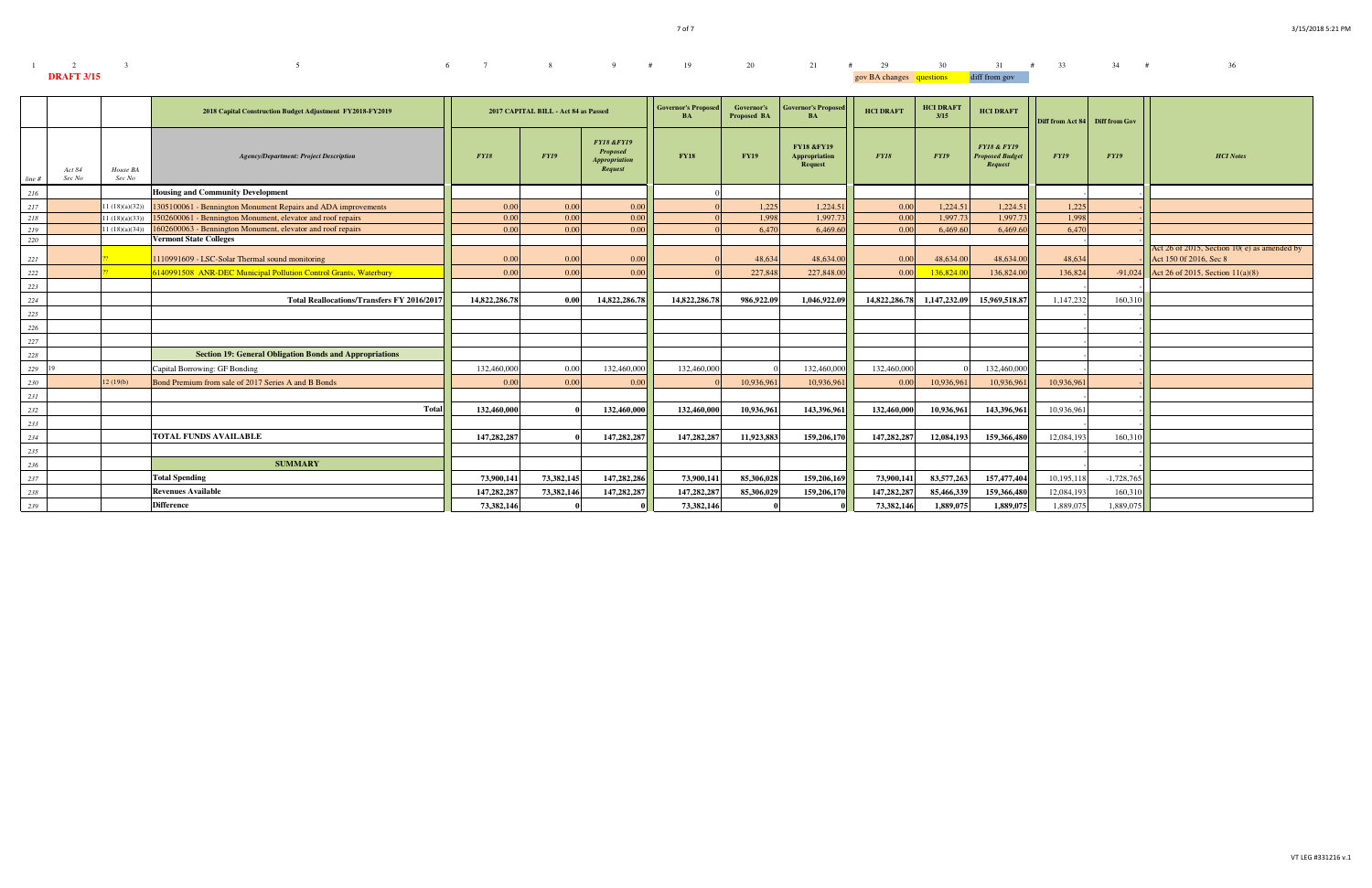**DRAFT 3/15**

gov BA changes | questions | diff from gov

| line # | Act 84 Sec No | House BA Sec No | 2018 Capital Construction Budget Adjustment FY2018-FY2019 — Agency/Department: Project Description | 2017 CAPITAL BILL - Act 84 as Passed FY18 | FY19 | FY18 &FY19 Proposed Appropriation Request | Governor's Proposed BA FY18 | Governor's Proposed BA FY19 | Governor's Proposed BA FY18 &FY19 Appropriation Request | HCI DRAFT FY18 | HCI DRAFT 3/15 FY19 | HCI DRAFT FY18 & FY19 Proposed Budget Request | Diff from Act 84 FY19 | Diff from Gov FY19 | HCI Notes |
|---|---|---|---|---|---|---|---|---|---|---|---|---|---|---|---|
| 216 | | | **Housing and Community Development** | | | | 0 | | | | | | - | - | |
| 217 | | 11 (18)(a)(32)) | 1305100061 - Bennington Monument Repairs and ADA improvements | 0.00 | 0.00 | 0.00 | 0 | 1,225 | 1,224.51 | 0.00 | 1,224.51 | 1,224.51 | 1,225 | - | |
| 218 | | 11 (18)(a)(33)) | 1502600061 - Bennington Monument, elevator and roof repairs | 0.00 | 0.00 | 0.00 | 0 | 1,998 | 1,997.73 | 0.00 | 1,997.73 | 1,997.73 | 1,998 | - | |
| 219 | | 11 (18)(a)(34)) | 1602600063 - Bennington Monument, elevator and roof repairs | 0.00 | 0.00 | 0.00 | 0 | 6,470 | 6,469.60 | 0.00 | 6,469.60 | 6,469.60 | 6,470 | - | |
| 220 | | | **Vermont State Colleges** | | | | | | | | | | - | - | |
| 221 | | ?? | 1110991609 - LSC-Solar Thermal sound monitoring | 0.00 | 0.00 | 0.00 | 0 | 48,634 | 48,634.00 | 0.00 | 48,634.00 | 48,634.00 | 48,634 | - | Act 26 of 2015, Section 10( e) as amended by Act 150 0f 2016, Sec 8 |
| 222 | | ?? | 6140991508 ANR-DEC Municipal Pollution Control Grants, Waterbury | 0.00 | 0.00 | 0.00 | 0 | 227,848 | 227,848.00 | 0.00 | 136,824.00 | 136,824.00 | 136,824 | -91,024 | Act 26 of 2015, Section 11(a)(8) |
| 223 | | | | | | | | | | | | | - | - | |
| 224 | | | **Total Reallocations/Transfers FY 2016/2017** | **14,822,286.78** | **0.00** | **14,822,286.78** | **14,822,286.78** | **986,922.09** | **1,046,922.09** | **14,822,286.78** | **1,147,232.09** | **15,969,518.87** | 1,147,232 | 160,310 | |
| 225 | | | | | | | | | | | | | - | - | |
| 226 | | | | | | | | | | | | | - | - | |
| 227 | | | | | | | | | | | | | - | - | |
| 228 | | | **Section 19: General Obligation Bonds and Appropriations** | | | | | | | | | | - | - | |
| 229 | 19 | | Capital Borrowing: GF Bonding | 132,460,000 | 0.00 | 132,460,000 | 132,460,000 | 0 | 132,460,000 | 132,460,000 | 0 | 132,460,000 | - | - | |
| 230 | | 12 (19(b) | Bond Premium from sale of 2017 Series A and B Bonds | 0.00 | 0.00 | 0.00 | 0 | 10,936,961 | 10,936,961 | 0.00 | 10,936,961 | 10,936,961 | 10,936,961 | - | |
| 231 | | | | | | | | | | | | | | | |
| 232 | | | **Total** | **132,460,000** | **0** | **132,460,000** | **132,460,000** | **10,936,961** | **143,396,961** | **132,460,000** | **10,936,961** | **143,396,961** | 10,936,961 | - | |
| 233 | | | | | | | | | | | | | - | - | |
| 234 | | | **TOTAL FUNDS AVAILABLE** | **147,282,287** | **0** | **147,282,287** | **147,282,287** | **11,923,883** | **159,206,170** | **147,282,287** | **12,084,193** | **159,366,480** | 12,084,193 | 160,310 | |
| 235 | | | | | | | | | | | | | - | - | |
| 236 | | | **SUMMARY** | | | | | | | | | | - | - | |
| 237 | | | **Total Spending** | **73,900,141** | **73,382,145** | **147,282,286** | **73,900,141** | **85,306,028** | **159,206,169** | **73,900,141** | **83,577,263** | **157,477,404** | 10,195,118 | -1,728,765 | |
| 238 | | | **Revenues Available** | **147,282,287** | **73,382,146** | **147,282,287** | **147,282,287** | **85,306,029** | **159,206,170** | **147,282,287** | **85,466,339** | **159,366,480** | 12,084,193 | 160,310 | |
| 239 | | | **Difference** | **73,382,146** | **0** | **0** | **73,382,146** | **0** | **0** | **73,382,146** | **1,889,075** | **1,889,075** | 1,889,075 | 1,889,075 | |